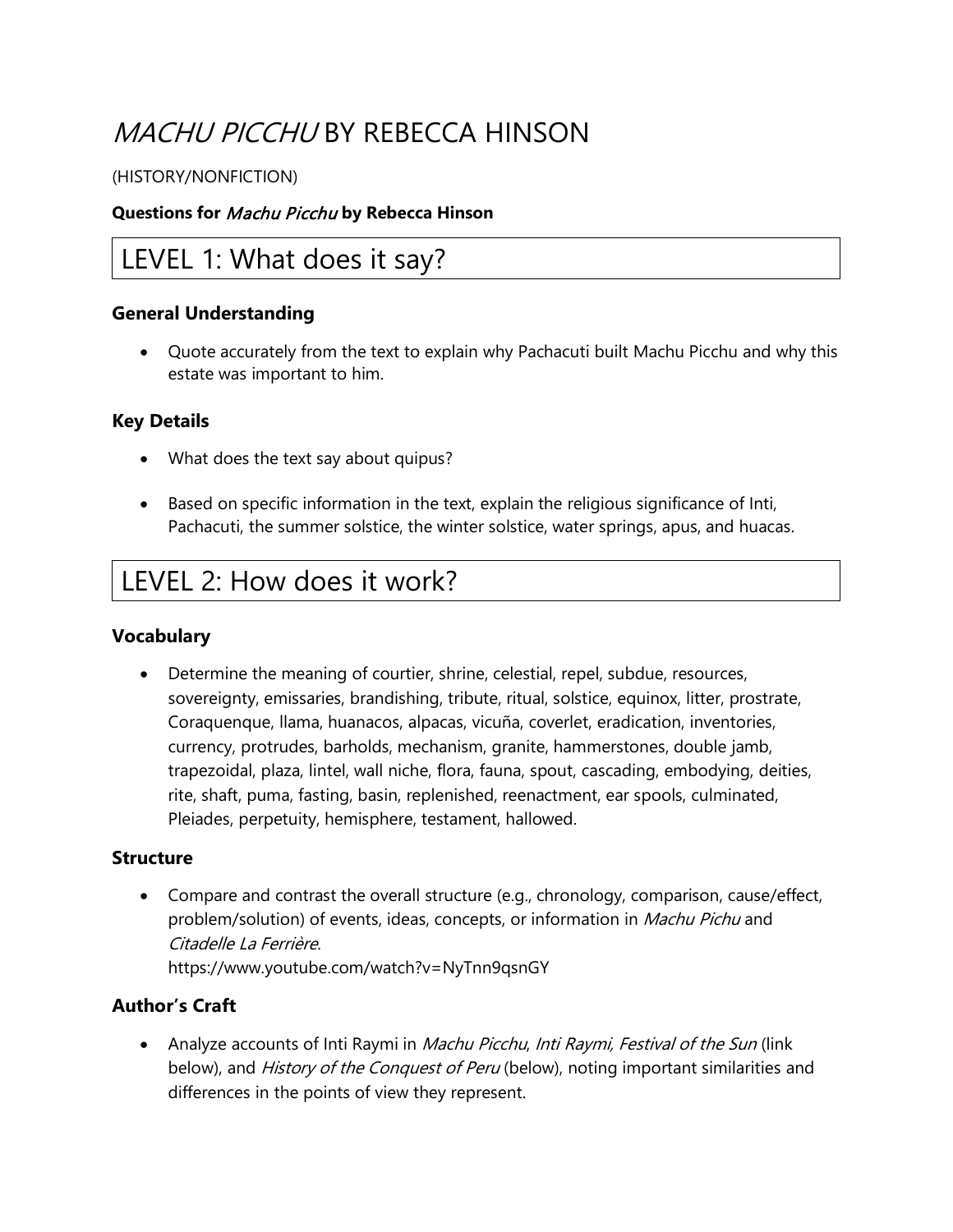# *MACHU PICCHU* BY REBECCA HINSON

(HISTORY/NONFICTION)

**Questions for *Machu Picchu* by Rebecca Hinson**

## LEVEL 1: What does it say?

### General Understanding

- Quote accurately from the text to explain why Pachacuti built Machu Picchu and why this estate was important to him.

### Key Details

- What does the text say about quipus?
- Based on specific information in the text, explain the religious significance of Inti, Pachacuti, the summer solstice, the winter solstice, water springs, apus, and huacas.

## LEVEL 2: How does it work?

### Vocabulary

- Determine the meaning of courtier, shrine, celestial, repel, subdue, resources, sovereignty, emissaries, brandishing, tribute, ritual, solstice, equinox, litter, prostrate, Coraquenque, llama, huanacos, alpacas, vicuña, coverlet, eradication, inventories, currency, protrudes, barholds, mechanism, granite, hammerstones, double jamb, trapezoidal, plaza, lintel, wall niche, flora, fauna, spout, cascading, embodying, deities, rite, shaft, puma, fasting, basin, replenished, reenactment, ear spools, culminated, Pleiades, perpetuity, hemisphere, testament, hallowed.

### Structure

- Compare and contrast the overall structure (e.g., chronology, comparison, cause/effect, problem/solution) of events, ideas, concepts, or information in *Machu Pichu* and *Citadelle La Ferrière*.
  https://www.youtube.com/watch?v=NyTnn9qsnGY

### Author's Craft

- Analyze accounts of Inti Raymi in *Machu Picchu*, *Inti Raymi, Festival of the Sun* (link below), and *History of the Conquest of Peru* (below), noting important similarities and differences in the points of view they represent.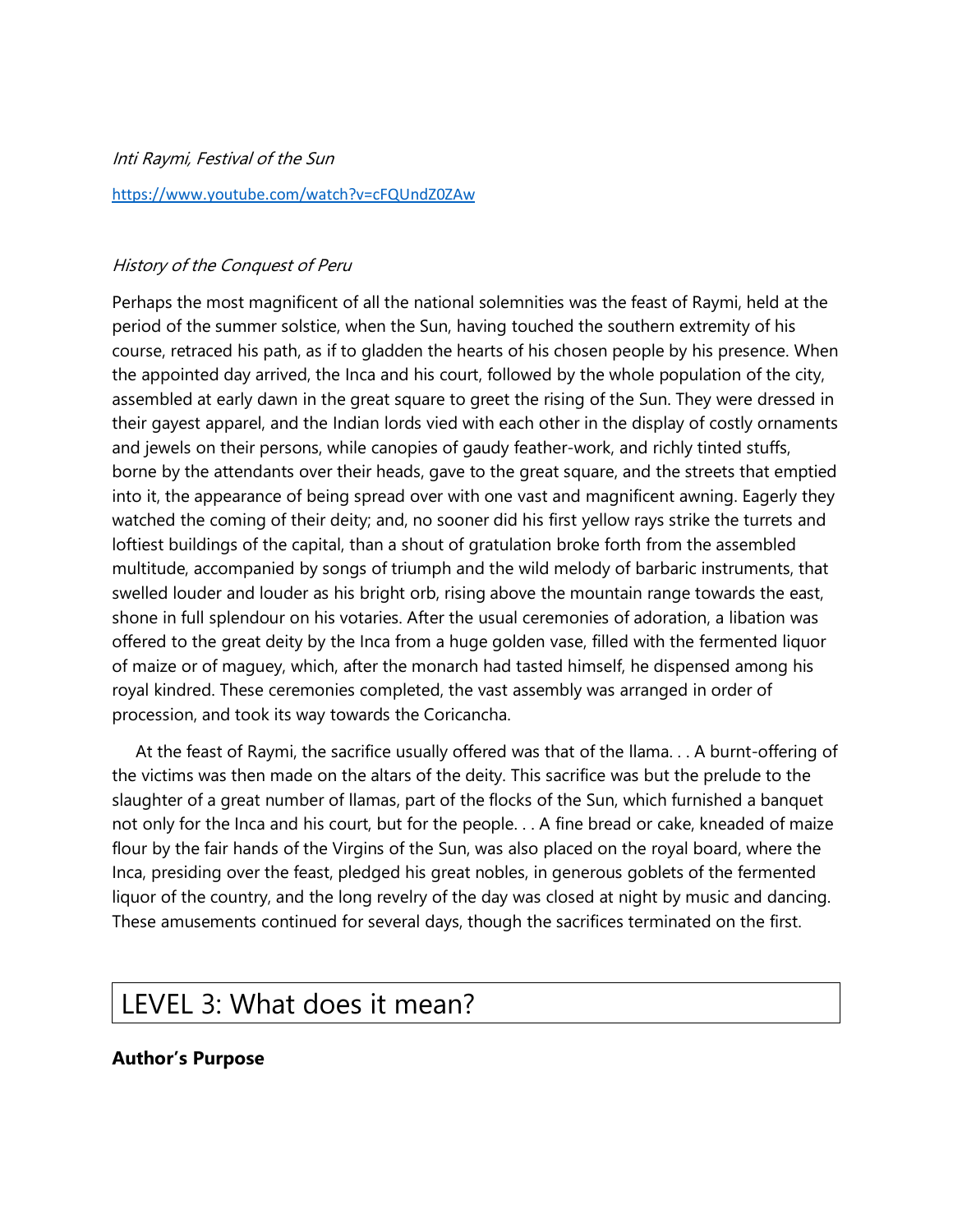*Inti Raymi, Festival of the Sun*

https://www.youtube.com/watch?v=cFQUndZ0ZAw

*History of the Conquest of Peru*

Perhaps the most magnificent of all the national solemnities was the feast of Raymi, held at the period of the summer solstice, when the Sun, having touched the southern extremity of his course, retraced his path, as if to gladden the hearts of his chosen people by his presence. When the appointed day arrived, the Inca and his court, followed by the whole population of the city, assembled at early dawn in the great square to greet the rising of the Sun. They were dressed in their gayest apparel, and the Indian lords vied with each other in the display of costly ornaments and jewels on their persons, while canopies of gaudy feather-work, and richly tinted stuffs, borne by the attendants over their heads, gave to the great square, and the streets that emptied into it, the appearance of being spread over with one vast and magnificent awning. Eagerly they watched the coming of their deity; and, no sooner did his first yellow rays strike the turrets and loftiest buildings of the capital, than a shout of gratulation broke forth from the assembled multitude, accompanied by songs of triumph and the wild melody of barbaric instruments, that swelled louder and louder as his bright orb, rising above the mountain range towards the east, shone in full splendour on his votaries. After the usual ceremonies of adoration, a libation was offered to the great deity by the Inca from a huge golden vase, filled with the fermented liquor of maize or of maguey, which, after the monarch had tasted himself, he dispensed among his royal kindred. These ceremonies completed, the vast assembly was arranged in order of procession, and took its way towards the Coricancha.

At the feast of Raymi, the sacrifice usually offered was that of the llama. . . A burnt-offering of the victims was then made on the altars of the deity. This sacrifice was but the prelude to the slaughter of a great number of llamas, part of the flocks of the Sun, which furnished a banquet not only for the Inca and his court, but for the people. . . A fine bread or cake, kneaded of maize flour by the fair hands of the Virgins of the Sun, was also placed on the royal board, where the Inca, presiding over the feast, pledged his great nobles, in generous goblets of the fermented liquor of the country, and the long revelry of the day was closed at night by music and dancing. These amusements continued for several days, though the sacrifices terminated on the first.

## LEVEL 3: What does it mean?

**Author's Purpose**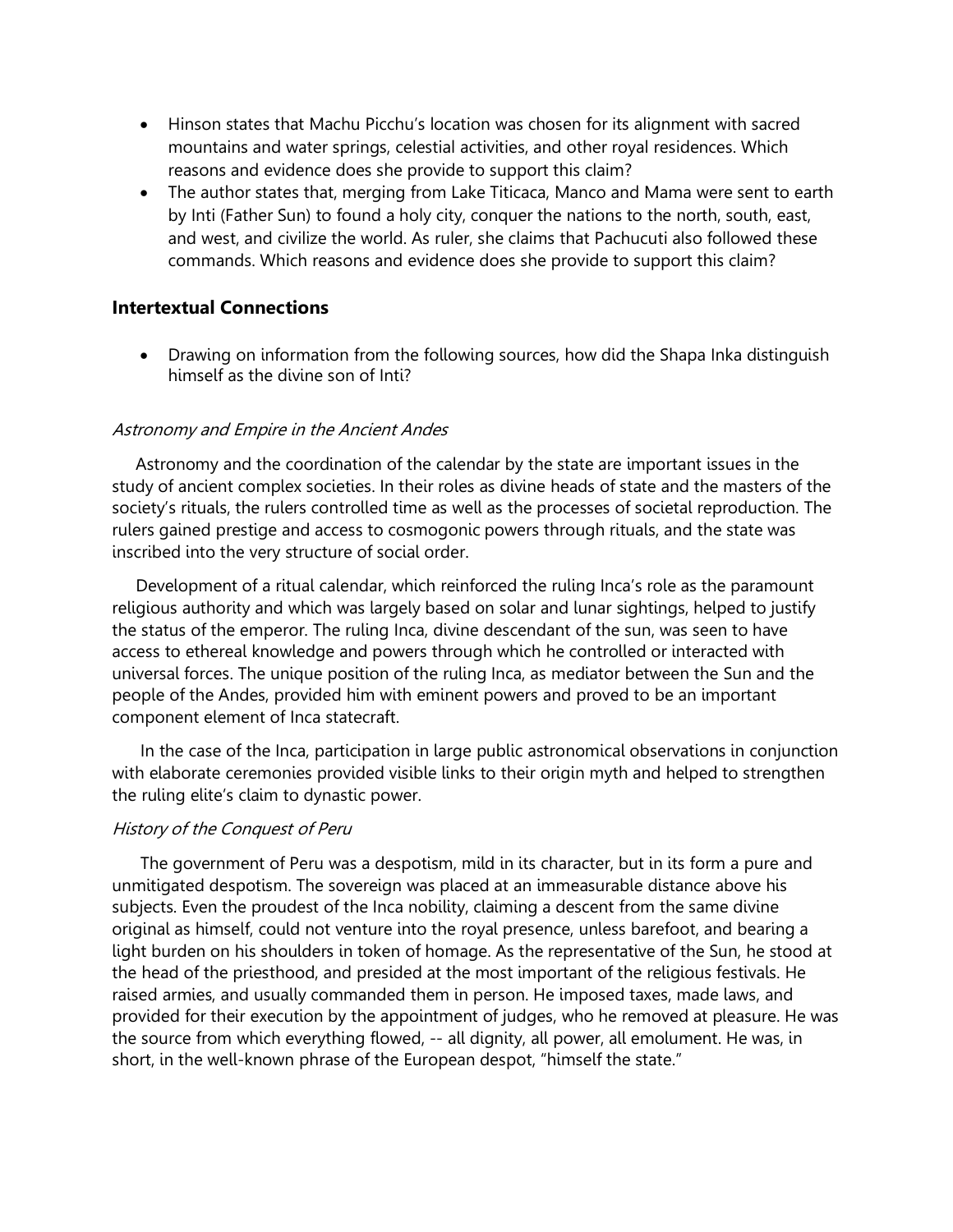- Hinson states that Machu Picchu's location was chosen for its alignment with sacred mountains and water springs, celestial activities, and other royal residences. Which reasons and evidence does she provide to support this claim?
- The author states that, merging from Lake Titicaca, Manco and Mama were sent to earth by Inti (Father Sun) to found a holy city, conquer the nations to the north, south, east, and west, and civilize the world. As ruler, she claims that Pachucuti also followed these commands. Which reasons and evidence does she provide to support this claim?

### Intertextual Connections

- Drawing on information from the following sources, how did the Shapa Inka distinguish himself as the divine son of Inti?

*Astronomy and Empire in the Ancient Andes*

Astronomy and the coordination of the calendar by the state are important issues in the study of ancient complex societies. In their roles as divine heads of state and the masters of the society's rituals, the rulers controlled time as well as the processes of societal reproduction. The rulers gained prestige and access to cosmogonic powers through rituals, and the state was inscribed into the very structure of social order.

Development of a ritual calendar, which reinforced the ruling Inca's role as the paramount religious authority and which was largely based on solar and lunar sightings, helped to justify the status of the emperor. The ruling Inca, divine descendant of the sun, was seen to have access to ethereal knowledge and powers through which he controlled or interacted with universal forces. The unique position of the ruling Inca, as mediator between the Sun and the people of the Andes, provided him with eminent powers and proved to be an important component element of Inca statecraft.

In the case of the Inca, participation in large public astronomical observations in conjunction with elaborate ceremonies provided visible links to their origin myth and helped to strengthen the ruling elite's claim to dynastic power.

*History of the Conquest of Peru*

The government of Peru was a despotism, mild in its character, but in its form a pure and unmitigated despotism. The sovereign was placed at an immeasurable distance above his subjects. Even the proudest of the Inca nobility, claiming a descent from the same divine original as himself, could not venture into the royal presence, unless barefoot, and bearing a light burden on his shoulders in token of homage. As the representative of the Sun, he stood at the head of the priesthood, and presided at the most important of the religious festivals. He raised armies, and usually commanded them in person. He imposed taxes, made laws, and provided for their execution by the appointment of judges, who he removed at pleasure. He was the source from which everything flowed, -- all dignity, all power, all emolument. He was, in short, in the well-known phrase of the European despot, "himself the state."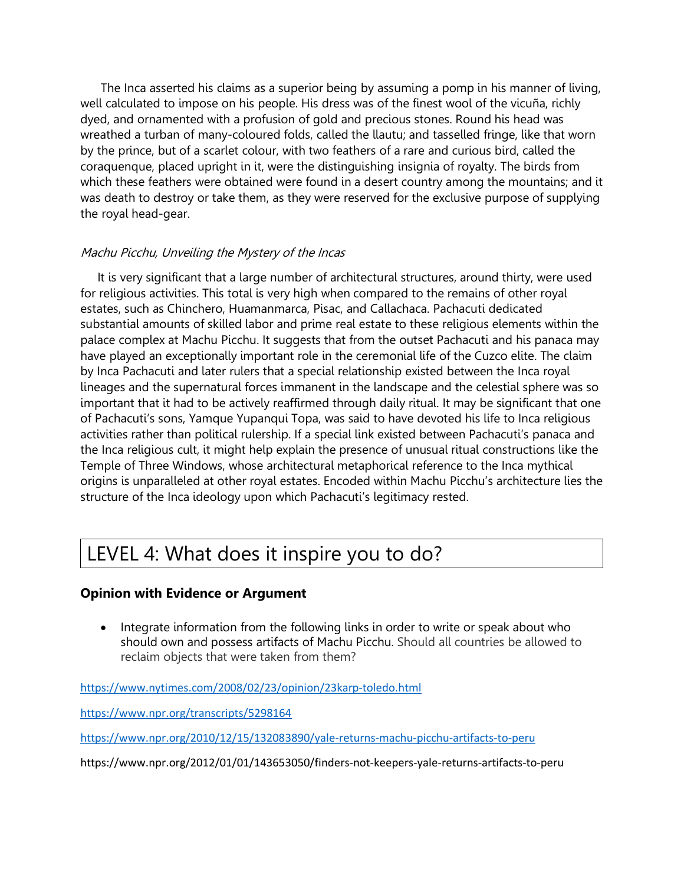The Inca asserted his claims as a superior being by assuming a pomp in his manner of living, well calculated to impose on his people. His dress was of the finest wool of the vicuña, richly dyed, and ornamented with a profusion of gold and precious stones. Round his head was wreathed a turban of many-coloured folds, called the llautu; and tasselled fringe, like that worn by the prince, but of a scarlet colour, with two feathers of a rare and curious bird, called the coraquenque, placed upright in it, were the distinguishing insignia of royalty. The birds from which these feathers were obtained were found in a desert country among the mountains; and it was death to destroy or take them, as they were reserved for the exclusive purpose of supplying the royal head-gear.

*Machu Picchu, Unveiling the Mystery of the Incas*

It is very significant that a large number of architectural structures, around thirty, were used for religious activities. This total is very high when compared to the remains of other royal estates, such as Chinchero, Huamanmarca, Pisac, and Callachaca. Pachacuti dedicated substantial amounts of skilled labor and prime real estate to these religious elements within the palace complex at Machu Picchu. It suggests that from the outset Pachacuti and his panaca may have played an exceptionally important role in the ceremonial life of the Cuzco elite. The claim by Inca Pachacuti and later rulers that a special relationship existed between the Inca royal lineages and the supernatural forces immanent in the landscape and the celestial sphere was so important that it had to be actively reaffirmed through daily ritual. It may be significant that one of Pachacuti's sons, Yamque Yupanqui Topa, was said to have devoted his life to Inca religious activities rather than political rulership. If a special link existed between Pachacuti's panaca and the Inca religious cult, it might help explain the presence of unusual ritual constructions like the Temple of Three Windows, whose architectural metaphorical reference to the Inca mythical origins is unparalleled at other royal estates. Encoded within Machu Picchu's architecture lies the structure of the Inca ideology upon which Pachacuti's legitimacy rested.

# LEVEL 4: What does it inspire you to do?

### Opinion with Evidence or Argument

- Integrate information from the following links in order to write or speak about who should own and possess artifacts of Machu Picchu. Should all countries be allowed to reclaim objects that were taken from them?

https://www.nytimes.com/2008/02/23/opinion/23karp-toledo.html

https://www.npr.org/transcripts/5298164

https://www.npr.org/2010/12/15/132083890/yale-returns-machu-picchu-artifacts-to-peru

https://www.npr.org/2012/01/01/143653050/finders-not-keepers-yale-returns-artifacts-to-peru